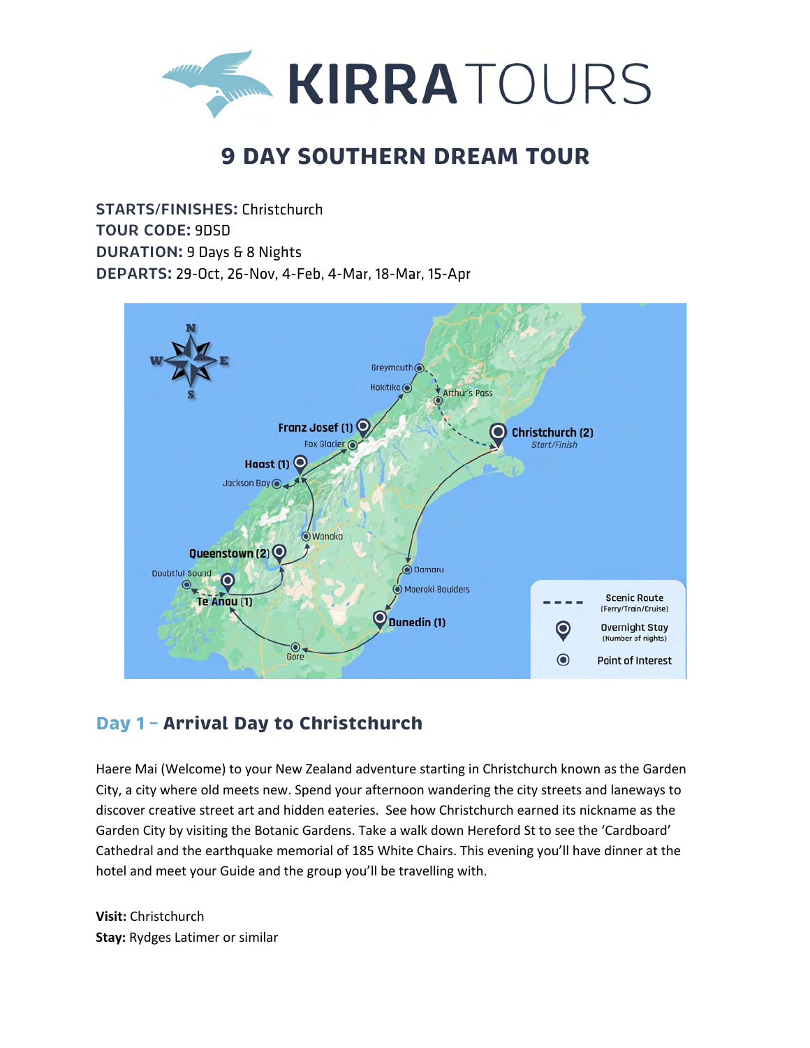# 9 DAY SOUTHERN DREAM TOUR

**STARTS/FINISHES:** Christchurch
**TOUR CODE:** 9DSD
**DURATION:** 9 Days & 8 Nights
**DEPARTS:** 29-Oct, 26-Nov, 4-Feb, 4-Mar, 18-Mar, 15-Apr

## Day 1 – Arrival Day to Christchurch

Haere Mai (Welcome) to your New Zealand adventure starting in Christchurch known as the Garden City, a city where old meets new. Spend your afternoon wandering the city streets and laneways to discover creative street art and hidden eateries. See how Christchurch earned its nickname as the Garden City by visiting the Botanic Gardens. Take a walk down Hereford St to see the 'Cardboard' Cathedral and the earthquake memorial of 185 White Chairs. This evening you'll have dinner at the hotel and meet your Guide and the group you'll be travelling with.

**Visit:** Christchurch
**Stay:** Rydges Latimer or similar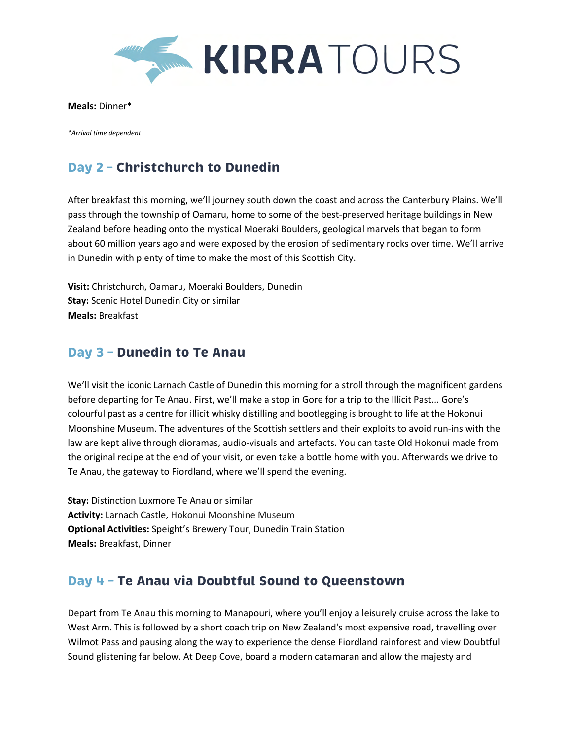**Meals:** Dinner*

*\*Arrival time dependent*

## Day 2 – Christchurch to Dunedin

After breakfast this morning, we'll journey south down the coast and across the Canterbury Plains. We'll pass through the township of Oamaru, home to some of the best-preserved heritage buildings in New Zealand before heading onto the mystical Moeraki Boulders, geological marvels that began to form about 60 million years ago and were exposed by the erosion of sedimentary rocks over time. We'll arrive in Dunedin with plenty of time to make the most of this Scottish City.

**Visit:** Christchurch, Oamaru, Moeraki Boulders, Dunedin
**Stay:** Scenic Hotel Dunedin City or similar
**Meals:** Breakfast

## Day 3 – Dunedin to Te Anau

We'll visit the iconic Larnach Castle of Dunedin this morning for a stroll through the magnificent gardens before departing for Te Anau. First, we'll make a stop in Gore for a trip to the Illicit Past... Gore's colourful past as a centre for illicit whisky distilling and bootlegging is brought to life at the Hokonui Moonshine Museum. The adventures of the Scottish settlers and their exploits to avoid run-ins with the law are kept alive through dioramas, audio-visuals and artefacts. You can taste Old Hokonui made from the original recipe at the end of your visit, or even take a bottle home with you. Afterwards we drive to Te Anau, the gateway to Fiordland, where we'll spend the evening.

**Stay:** Distinction Luxmore Te Anau or similar
**Activity:** Larnach Castle, Hokonui Moonshine Museum
**Optional Activities:** Speight's Brewery Tour, Dunedin Train Station
**Meals:** Breakfast, Dinner

## Day 4 – Te Anau via Doubtful Sound to Queenstown

Depart from Te Anau this morning to Manapouri, where you'll enjoy a leisurely cruise across the lake to West Arm. This is followed by a short coach trip on New Zealand's most expensive road, travelling over Wilmot Pass and pausing along the way to experience the dense Fiordland rainforest and view Doubtful Sound glistening far below. At Deep Cove, board a modern catamaran and allow the majesty and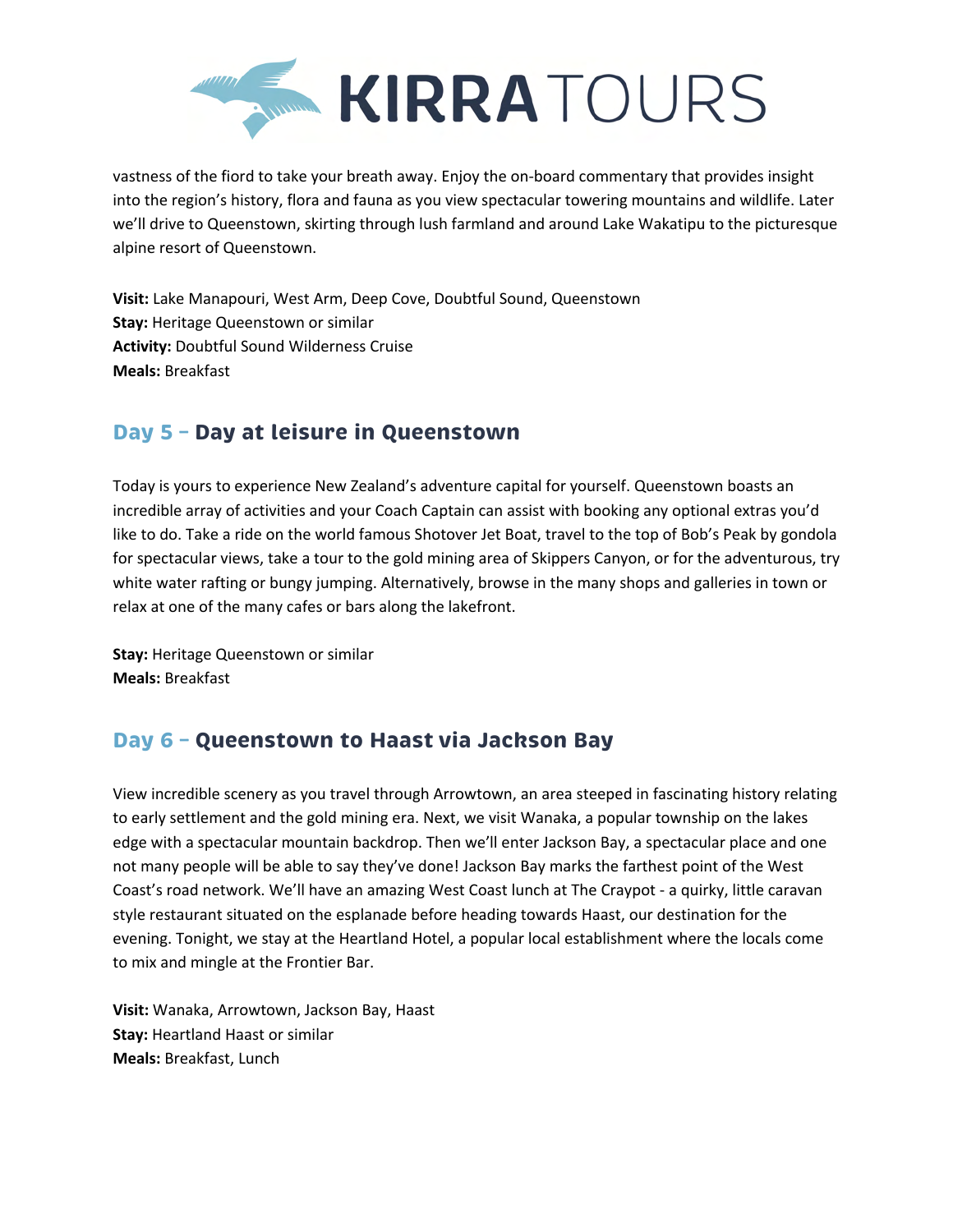vastness of the fiord to take your breath away. Enjoy the on-board commentary that provides insight into the region's history, flora and fauna as you view spectacular towering mountains and wildlife. Later we'll drive to Queenstown, skirting through lush farmland and around Lake Wakatipu to the picturesque alpine resort of Queenstown.

**Visit:** Lake Manapouri, West Arm, Deep Cove, Doubtful Sound, Queenstown
**Stay:** Heritage Queenstown or similar
**Activity:** Doubtful Sound Wilderness Cruise
**Meals:** Breakfast

## Day 5 – Day at leisure in Queenstown

Today is yours to experience New Zealand's adventure capital for yourself. Queenstown boasts an incredible array of activities and your Coach Captain can assist with booking any optional extras you'd like to do. Take a ride on the world famous Shotover Jet Boat, travel to the top of Bob's Peak by gondola for spectacular views, take a tour to the gold mining area of Skippers Canyon, or for the adventurous, try white water rafting or bungy jumping. Alternatively, browse in the many shops and galleries in town or relax at one of the many cafes or bars along the lakefront.

**Stay:** Heritage Queenstown or similar
**Meals:** Breakfast

## Day 6 – Queenstown to Haast via Jackson Bay

View incredible scenery as you travel through Arrowtown, an area steeped in fascinating history relating to early settlement and the gold mining era. Next, we visit Wanaka, a popular township on the lakes edge with a spectacular mountain backdrop. Then we'll enter Jackson Bay, a spectacular place and one not many people will be able to say they've done! Jackson Bay marks the farthest point of the West Coast's road network. We'll have an amazing West Coast lunch at The Craypot - a quirky, little caravan style restaurant situated on the esplanade before heading towards Haast, our destination for the evening. Tonight, we stay at the Heartland Hotel, a popular local establishment where the locals come to mix and mingle at the Frontier Bar.

**Visit:** Wanaka, Arrowtown, Jackson Bay, Haast
**Stay:** Heartland Haast or similar
**Meals:** Breakfast, Lunch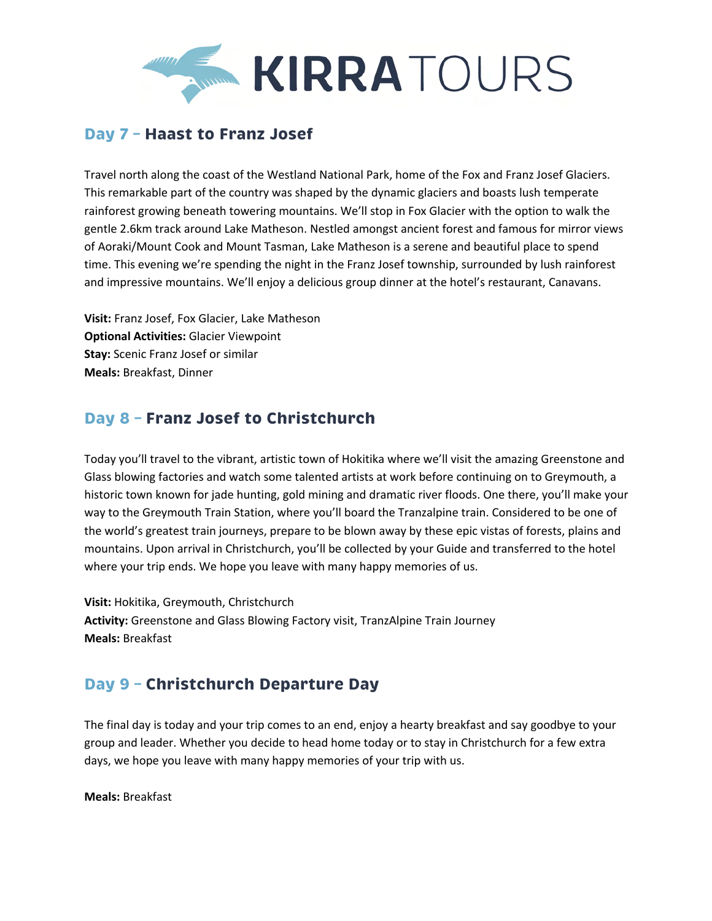## Day 7 – Haast to Franz Josef

Travel north along the coast of the Westland National Park, home of the Fox and Franz Josef Glaciers. This remarkable part of the country was shaped by the dynamic glaciers and boasts lush temperate rainforest growing beneath towering mountains. We'll stop in Fox Glacier with the option to walk the gentle 2.6km track around Lake Matheson. Nestled amongst ancient forest and famous for mirror views of Aoraki/Mount Cook and Mount Tasman, Lake Matheson is a serene and beautiful place to spend time. This evening we're spending the night in the Franz Josef township, surrounded by lush rainforest and impressive mountains. We'll enjoy a delicious group dinner at the hotel's restaurant, Canavans.

**Visit:** Franz Josef, Fox Glacier, Lake Matheson
**Optional Activities:** Glacier Viewpoint
**Stay:** Scenic Franz Josef or similar
**Meals:** Breakfast, Dinner

## Day 8 – Franz Josef to Christchurch

Today you'll travel to the vibrant, artistic town of Hokitika where we'll visit the amazing Greenstone and Glass blowing factories and watch some talented artists at work before continuing on to Greymouth, a historic town known for jade hunting, gold mining and dramatic river floods. One there, you'll make your way to the Greymouth Train Station, where you'll board the Tranzalpine train. Considered to be one of the world's greatest train journeys, prepare to be blown away by these epic vistas of forests, plains and mountains. Upon arrival in Christchurch, you'll be collected by your Guide and transferred to the hotel where your trip ends. We hope you leave with many happy memories of us.

**Visit:** Hokitika, Greymouth, Christchurch
**Activity:** Greenstone and Glass Blowing Factory visit, TranzAlpine Train Journey
**Meals:** Breakfast

## Day 9 – Christchurch Departure Day

The final day is today and your trip comes to an end, enjoy a hearty breakfast and say goodbye to your group and leader. Whether you decide to head home today or to stay in Christchurch for a few extra days, we hope you leave with many happy memories of your trip with us.

**Meals:** Breakfast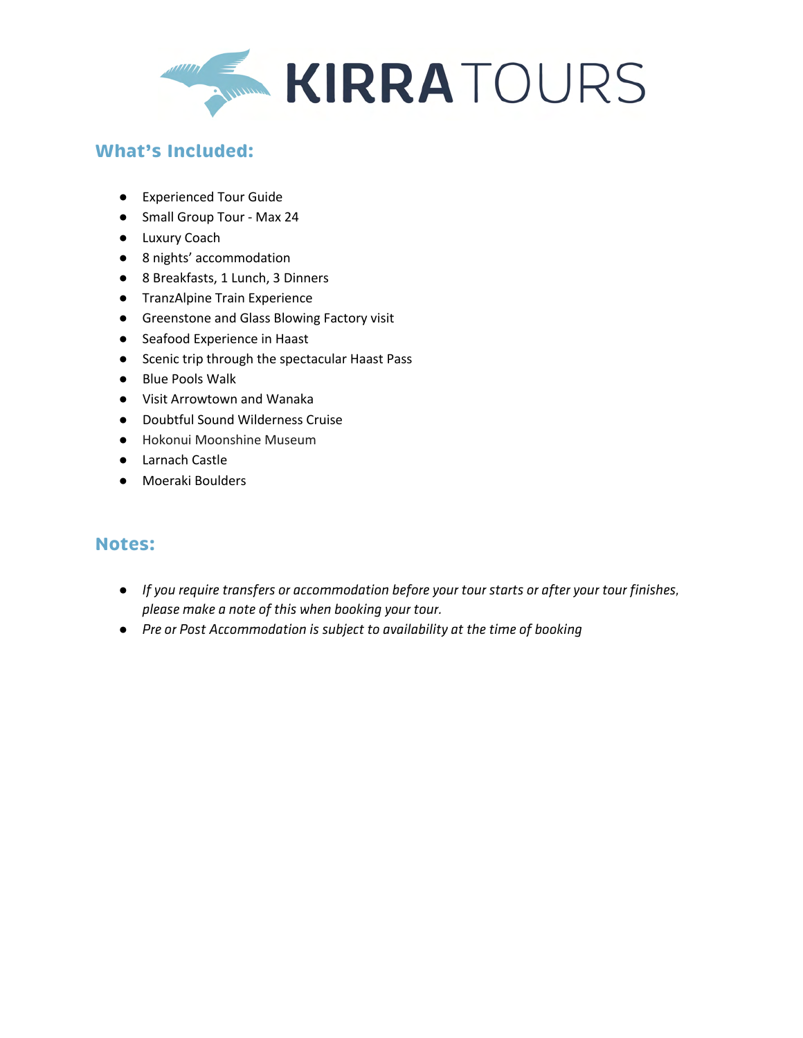KIRRA TOURS

## What's Included:

- Experienced Tour Guide
- Small Group Tour - Max 24
- Luxury Coach
- 8 nights' accommodation
- 8 Breakfasts, 1 Lunch, 3 Dinners
- TranzAlpine Train Experience
- Greenstone and Glass Blowing Factory visit
- Seafood Experience in Haast
- Scenic trip through the spectacular Haast Pass
- Blue Pools Walk
- Visit Arrowtown and Wanaka
- Doubtful Sound Wilderness Cruise
- Hokonui Moonshine Museum
- Larnach Castle
- Moeraki Boulders

## Notes:

- *If you require transfers or accommodation before your tour starts or after your tour finishes, please make a note of this when booking your tour.*
- *Pre or Post Accommodation is subject to availability at the time of booking*